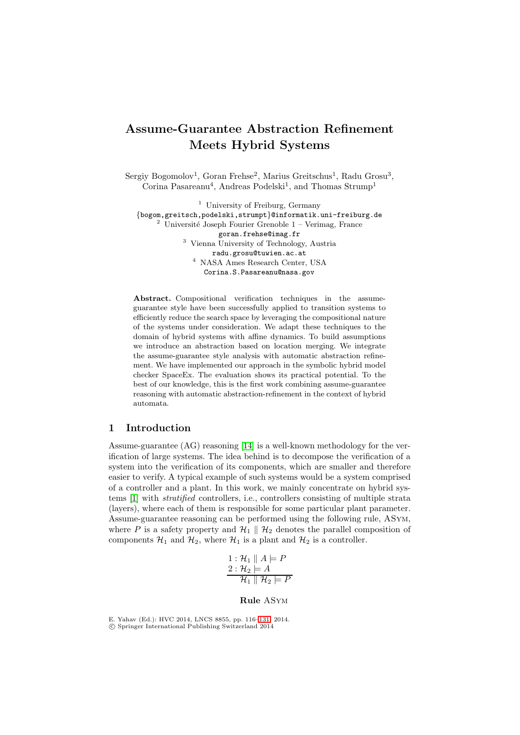# Assume-Guarantee Abstraction Refinement Meets Hybrid Systems

Sergiy Bogomolov[1], Goran Frehse[2], Marius Greitschus[1], Radu Grosu[3], Corina Pasareanu[4], Andreas Podelski[1], and Thomas Strump[1]

[1] University of Freiburg, Germany
{bogom,greitsch,podelski,strumpt}@informatik.uni-freiburg.de
[2] Université Joseph Fourier Grenoble 1 – Verimag, France
goran.frehse@imag.fr
[3] Vienna University of Technology, Austria
radu.grosu@tuwien.ac.at
[4] NASA Ames Research Center, USA
Corina.S.Pasareanu@nasa.gov

**Abstract.** Compositional verification techniques in the assume-guarantee style have been successfully applied to transition systems to efficiently reduce the search space by leveraging the compositional nature of the systems under consideration. We adapt these techniques to the domain of hybrid systems with affine dynamics. To build assumptions we introduce an abstraction based on location merging. We integrate the assume-guarantee style analysis with automatic abstraction refinement. We have implemented our approach in the symbolic hybrid model checker SpaceEx. The evaluation shows its practical potential. To the best of our knowledge, this is the first work combining assume-guarantee reasoning with automatic abstraction-refinement in the context of hybrid automata.

## 1 Introduction

Assume-guarantee (AG) reasoning [14] is a well-known methodology for the verification of large systems. The idea behind is to decompose the verification of a system into the verification of its components, which are smaller and therefore easier to verify. A typical example of such systems would be a system comprised of a controller and a plant. In this work, we mainly concentrate on hybrid systems [1] with *stratified* controllers, i.e., controllers consisting of multiple strata (layers), where each of them is responsible for some particular plant parameter. Assume-guarantee reasoning can be performed using the following rule, ASym, where $P$ is a safety property and $\mathcal{H}_1 \parallel \mathcal{H}_2$ denotes the parallel composition of components $\mathcal{H}_1$ and $\mathcal{H}_2$, where $\mathcal{H}_1$ is a plant and $\mathcal{H}_2$ is a controller.

$$\frac{\begin{array}{l} 1: \mathcal{H}_1 \parallel A \models P \\ 2: \mathcal{H}_2 \models A \end{array}}{\mathcal{H}_1 \parallel \mathcal{H}_2 \models P}$$

**Rule** ASym

E. Yahav (Ed.): HVC 2014, LNCS 8855, pp. 116–131, 2014.
© Springer International Publishing Switzerland 2014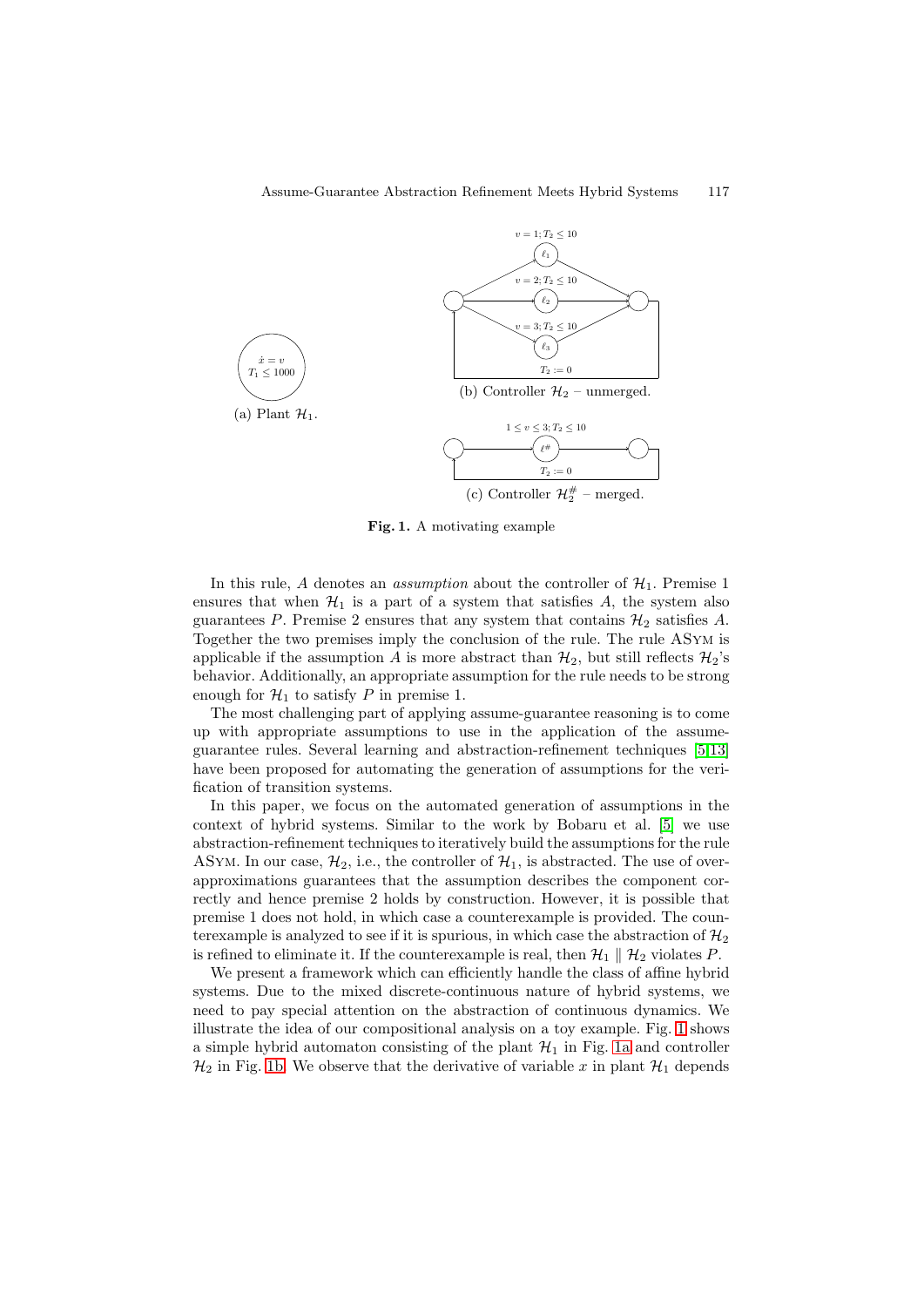(a) Plant $\mathcal{H}_1$.

(b) Controller $\mathcal{H}_2$ – unmerged.

(c) Controller $\mathcal{H}_2^\#$ – merged.

**Fig. 1.** A motivating example

In this rule, $A$ denotes an *assumption* about the controller of $\mathcal{H}_1$. Premise 1 ensures that when $\mathcal{H}_1$ is a part of a system that satisfies $A$, the system also guarantees $P$. Premise 2 ensures that any system that contains $\mathcal{H}_2$ satisfies $A$. Together the two premises imply the conclusion of the rule. The rule ASym is applicable if the assumption $A$ is more abstract than $\mathcal{H}_2$, but still reflects $\mathcal{H}_2$'s behavior. Additionally, an appropriate assumption for the rule needs to be strong enough for $\mathcal{H}_1$ to satisfy $P$ in premise 1.

The most challenging part of applying assume-guarantee reasoning is to come up with appropriate assumptions to use in the application of the assume-guarantee rules. Several learning and abstraction-refinement techniques [5,13] have been proposed for automating the generation of assumptions for the verification of transition systems.

In this paper, we focus on the automated generation of assumptions in the context of hybrid systems. Similar to the work by Bobaru et al. [5] we use abstraction-refinement techniques to iteratively build the assumptions for the rule ASym. In our case, $\mathcal{H}_2$, i.e., the controller of $\mathcal{H}_1$, is abstracted. The use of over-approximations guarantees that the assumption describes the component correctly and hence premise 2 holds by construction. However, it is possible that premise 1 does not hold, in which case a counterexample is provided. The counterexample is analyzed to see if it is spurious, in which case the abstraction of $\mathcal{H}_2$ is refined to eliminate it. If the counterexample is real, then $\mathcal{H}_1 \parallel \mathcal{H}_2$ violates $P$.

We present a framework which can efficiently handle the class of affine hybrid systems. Due to the mixed discrete-continuous nature of hybrid systems, we need to pay special attention on the abstraction of continuous dynamics. We illustrate the idea of our compositional counterexample analysis on a toy example. Fig. 1 shows a simple hybrid automaton consisting of the plant $\mathcal{H}_1$ in Fig. 1a and controller $\mathcal{H}_2$ in Fig. 1b. We observe that the derivative of variable $x$ in plant $\mathcal{H}_1$ depends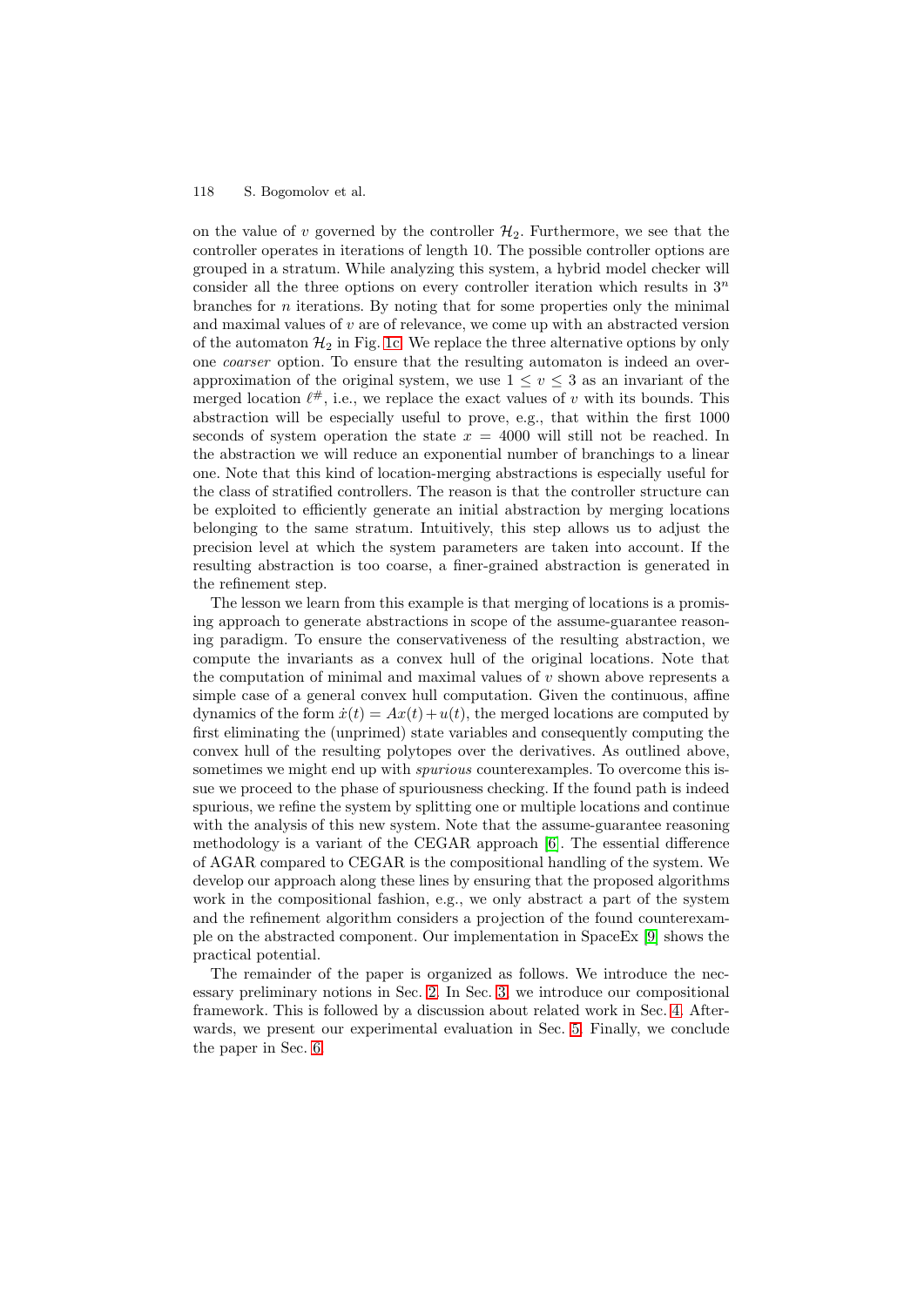on the value of $v$ governed by the controller $\mathcal{H}_2$. Furthermore, we see that the controller operates in iterations of length 10. The possible controller options are grouped in a stratum. While analyzing this system, a hybrid model checker will consider all the three options on every controller iteration which results in $3^n$ branches for $n$ iterations. By noting that for some properties only the minimal and maximal values of $v$ are of relevance, we come up with an abstracted version of the automaton $\mathcal{H}_2$ in Fig. 1c. We replace the three alternative options by only one *coarser* option. To ensure that the resulting automaton is indeed an over-approximation of the original system, we use $1 \leq v \leq 3$ as an invariant of the merged location $\ell^{\#}$, i.e., we replace the exact values of $v$ with its bounds. This abstraction will be especially useful to prove, e.g., that within the first 1000 seconds of system operation the state $x = 4000$ will still not be reached. In the abstraction we will reduce an exponential number of branchings to a linear one. Note that this kind of location-merging abstractions is especially useful for the class of stratified controllers. The reason is that the controller structure can be exploited to efficiently generate an initial abstraction by merging locations belonging to the same stratum. Intuitively, this step allows us to adjust the precision level at which the system parameters are taken into account. If the resulting abstraction is too coarse, a finer-grained abstraction is generated in the refinement step.

The lesson we learn from this example is that merging of locations is a promising approach to generate abstractions in scope of the assume-guarantee reasoning paradigm. To ensure the conservativeness of the resulting abstraction, we compute the invariants as a convex hull of the original locations. Note that the computation of minimal and maximal values of $v$ shown above represents a simple case of a general convex hull computation. Given the continuous, affine dynamics of the form $\dot{x}(t) = Ax(t) + u(t)$, the merged locations are computed by first eliminating the (unprimed) state variables and consequently computing the convex hull of the resulting polytopes over the derivatives. As outlined above, sometimes we might end up with *spurious* counterexamples. To overcome this issue we proceed to the phase of spuriousness checking. If the found path is indeed spurious, we refine the system by splitting one or multiple locations and continue with the analysis of this new system. Note that the assume-guarantee reasoning methodology is a variant of the CEGAR approach [6]. The essential difference of AGAR compared to CEGAR is the compositional handling of the system. We develop our approach along these lines by ensuring that the proposed algorithms work in the compositional fashion, e.g., we only abstract a part of the system and the refinement algorithm considers a projection of the found counterexample on the abstracted component. Our implementation in SpaceEx [9] shows the practical potential.

The remainder of the paper is organized as follows. We introduce the necessary preliminary notions in Sec. 2. In Sec. 3, we introduce our compositional framework. This is followed by a discussion about related work in Sec. 4. Afterwards, we present our experimental evaluation in Sec. 5. Finally, we conclude the paper in Sec. 6.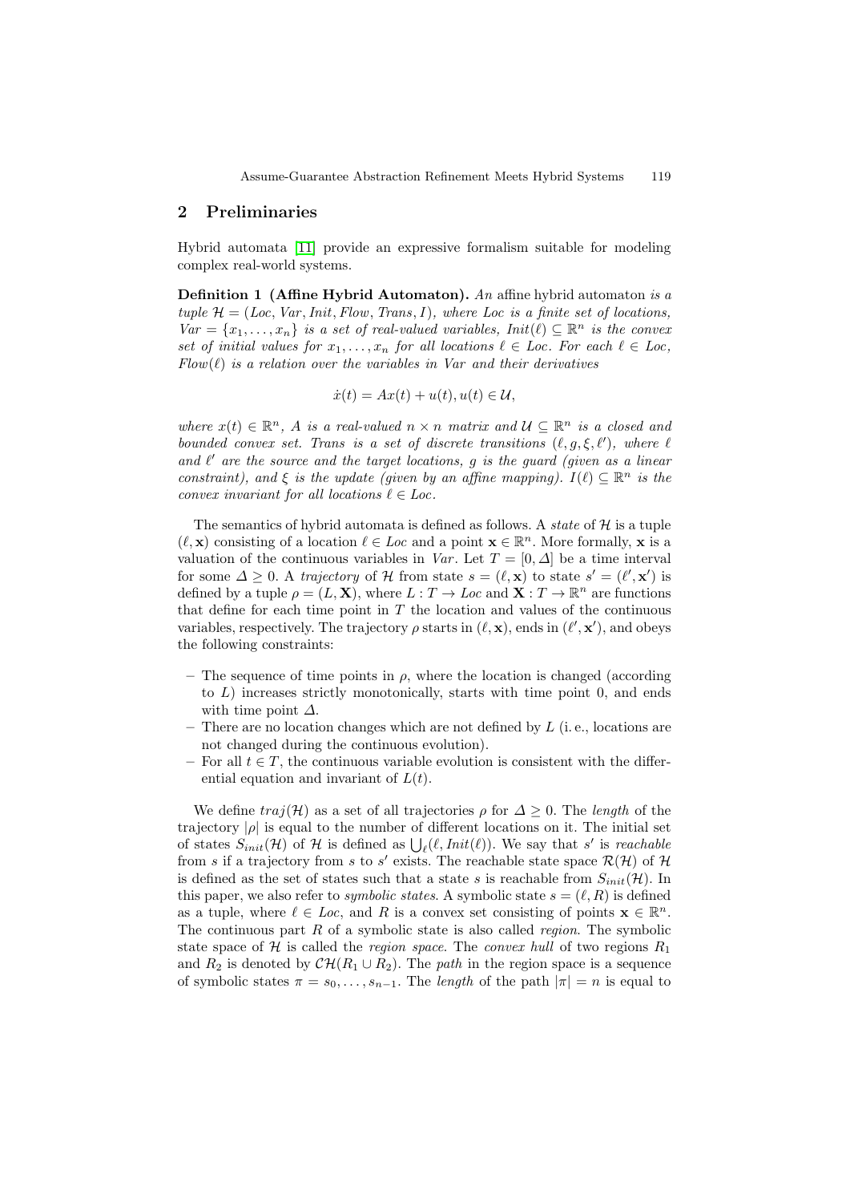## 2 Preliminaries

Hybrid automata [11] provide an expressive formalism suitable for modeling complex real-world systems.

**Definition 1 (Affine Hybrid Automaton).** *An* affine hybrid automaton *is a tuple $\mathcal{H} = (Loc, Var, Init, Flow, Trans, I)$, where Loc is a finite set of locations, $Var = \{x_1, \ldots, x_n\}$ is a set of real-valued variables, $Init(\ell) \subseteq \mathbb{R}^n$ is the convex set of initial values for $x_1, \ldots, x_n$ for all locations $\ell \in Loc$. For each $\ell \in Loc$, $Flow(\ell)$ is a relation over the variables in Var and their derivatives*

$$\dot{x}(t) = Ax(t) + u(t), u(t) \in \mathcal{U},$$

*where $x(t) \in \mathbb{R}^n$, A is a real-valued $n \times n$ matrix and $\mathcal{U} \subseteq \mathbb{R}^n$ is a closed and bounded convex set. Trans is a set of discrete transitions $(\ell, g, \xi, \ell')$, where $\ell$ and $\ell'$ are the source and the target locations, g is the guard (given as a linear constraint), and $\xi$ is the update (given by an affine mapping). $I(\ell) \subseteq \mathbb{R}^n$ is the convex invariant for all locations $\ell \in Loc$.*

The semantics of hybrid automata is defined as follows. A *state* of $\mathcal{H}$ is a tuple $(\ell, \mathbf{x})$ consisting of a location $\ell \in Loc$ and a point $\mathbf{x} \in \mathbb{R}^n$. More formally, $\mathbf{x}$ is a valuation of the continuous variables in *Var*. Let $T = [0, \Delta]$ be a time interval for some $\Delta \geq 0$. A *trajectory* of $\mathcal{H}$ from state $s = (\ell, \mathbf{x})$ to state $s' = (\ell', \mathbf{x}')$ is defined by a tuple $\rho = (L, \mathbf{X})$, where $L : T \to Loc$ and $\mathbf{X} : T \to \mathbb{R}^n$ are functions that define for each time point in $T$ the location and values of the continuous variables, respectively. The trajectory $\rho$ starts in $(\ell, \mathbf{x})$, ends in $(\ell', \mathbf{x}')$, and obeys the following constraints:

- The sequence of time points in $\rho$, where the location is changed (according to $L$) increases strictly monotonically, starts with time point 0, and ends with time point $\Delta$.
- There are no location changes which are not defined by $L$ (i. e., locations are not changed during the continuous evolution).
- For all $t \in T$, the continuous variable evolution is consistent with the differential equation and invariant of $L(t)$.

We define $traj(\mathcal{H})$ as a set of all trajectories $\rho$ for $\Delta \geq 0$. The *length* of the trajectory $|\rho|$ is equal to the number of different locations on it. The initial set of states $S_{init}(\mathcal{H})$ of $\mathcal{H}$ is defined as $\bigcup_\ell (\ell, Init(\ell))$. We say that $s'$ is *reachable* from $s$ if a trajectory from $s$ to $s'$ exists. The reachable state space $\mathcal{R}(\mathcal{H})$ of $\mathcal{H}$ is defined as the set of states such that a state $s$ is reachable from $S_{init}(\mathcal{H})$. In this paper, we also refer to *symbolic states*. A symbolic state $s = (\ell, R)$ is defined as a tuple, where $\ell \in Loc$, and $R$ is a convex set consisting of points $\mathbf{x} \in \mathbb{R}^n$. The continuous part $R$ of a symbolic state is also called *region*. The symbolic state space of $\mathcal{H}$ is called the *region space*. The *convex hull* of two regions $R_1$ and $R_2$ is denoted by $\mathcal{CH}(R_1 \cup R_2)$. The *path* in the region space is a sequence of symbolic states $\pi = s_0, \ldots, s_{n-1}$. The *length* of the path $|\pi| = n$ is equal to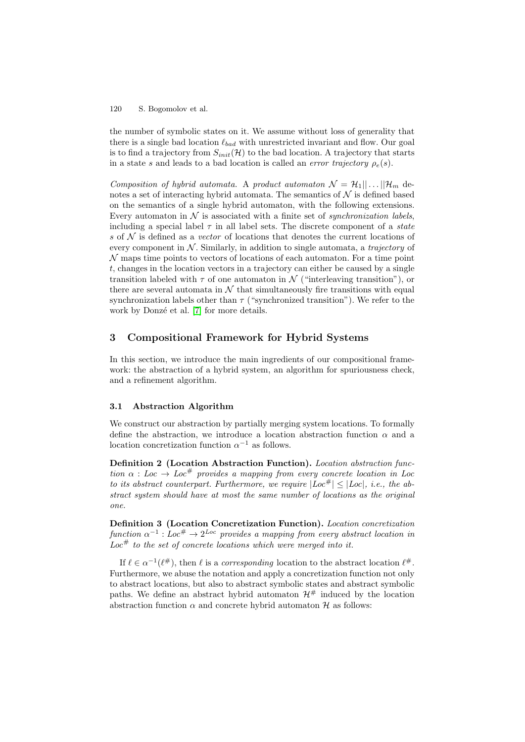the number of symbolic states on it. We assume without loss of generality that there is a single bad location $\ell_{bad}$ with unrestricted invariant and flow. Our goal is to find a trajectory from $S_{init}(\mathcal{H})$ to the bad location. A trajectory that starts in a state $s$ and leads to a bad location is called an *error trajectory* $\rho_e(s)$.

*Composition of hybrid automata.* A *product automaton* $\mathcal{N} = \mathcal{H}_1 || \ldots || \mathcal{H}_m$ denotes a set of interacting hybrid automata. The semantics of $\mathcal{N}$ is defined based on the semantics of a single hybrid automaton, with the following extensions. Every automaton in $\mathcal{N}$ is associated with a finite set of *synchronization labels*, including a special label $\tau$ in all label sets. The discrete component of a *state* $s$ of $\mathcal{N}$ is defined as a *vector* of locations that denotes the current locations of every component in $\mathcal{N}$. Similarly, in addition to single automata, a *trajectory* of $\mathcal{N}$ maps time points to vectors of locations of each automaton. For a time point $t$, changes in the location vectors in a trajectory can either be caused by a single transition labeled with $\tau$ of one automaton in $\mathcal{N}$ ("interleaving transition"), or there are several automata in $\mathcal{N}$ that simultaneously fire transitions with equal synchronization labels other than $\tau$ ("synchronized transition"). We refer to the work by Donzé et al. [7] for more details.

## 3 Compositional Framework for Hybrid Systems

In this section, we introduce the main ingredients of our compositional framework: the abstraction of a hybrid system, an algorithm for spuriousness check, and a refinement algorithm.

### 3.1 Abstraction Algorithm

We construct our abstraction by partially merging system locations. To formally define the abstraction, we introduce a location abstraction function $\alpha$ and a location concretization function $\alpha^{-1}$ as follows.

**Definition 2 (Location Abstraction Function).** *Location abstraction function* $\alpha : Loc \rightarrow Loc^{\#}$ *provides a mapping from every concrete location in* $Loc$ *to its abstract counterpart. Furthermore, we require* $|Loc^{\#}| \leq |Loc|$*, i.e., the abstract system should have at most the same number of locations as the original one.*

**Definition 3 (Location Concretization Function).** *Location concretization function* $\alpha^{-1} : Loc^{\#} \rightarrow 2^{Loc}$ *provides a mapping from every abstract location in* $Loc^{\#}$ *to the set of concrete locations which were merged into it.*

If $\ell \in \alpha^{-1}(\ell^{\#})$, then $\ell$ is a *corresponding* location to the abstract location $\ell^{\#}$. Furthermore, we abuse the notation and apply a concretization function not only to abstract locations, but also to abstract symbolic states and abstract symbolic paths. We define an abstract hybrid automaton $\mathcal{H}^{\#}$ induced by the location abstraction function $\alpha$ and concrete hybrid automaton $\mathcal{H}$ as follows: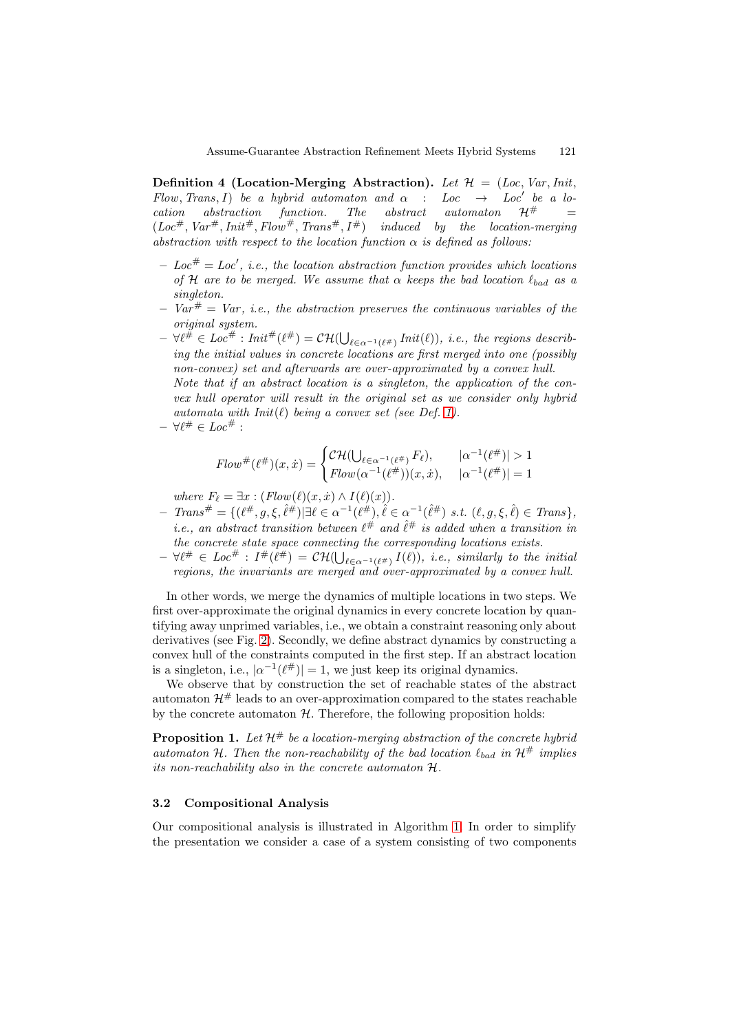**Definition 4 (Location-Merging Abstraction).** *Let $\mathcal{H} = (Loc, Var, Init, Flow, Trans, I)$ be a hybrid automaton and $\alpha : Loc \to Loc'$ be a location abstraction function. The abstract automaton $\mathcal{H}^\# = (Loc^\#, Var^\#, Init^\#, Flow^\#, Trans^\#, I^\#)$ induced by the location-merging abstraction with respect to the location function $\alpha$ is defined as follows:*

- *$Loc^\# = Loc'$, i.e., the location abstraction function provides which locations of $\mathcal{H}$ are to be merged. We assume that $\alpha$ keeps the bad location $\ell_{bad}$ as a singleton.*
- *$Var^\# = Var$, i.e., the abstraction preserves the continuous variables of the original system.*
- *$\forall \ell^\# \in Loc^\# : Init^\#(\ell^\#) = \mathcal{CH}(\bigcup_{\ell \in \alpha^{-1}(\ell^\#)} Init(\ell))$, i.e., the regions describing the initial values in concrete locations are first merged into one (possibly non-convex) set and afterwards are over-approximated by a convex hull.*
  *Note that if an abstract location is a singleton, the application of the convex hull operator will result in the original set as we consider only hybrid automata with $Init(\ell)$ being a convex set (see Def. 1).*
- *$\forall \ell^\# \in Loc^\#$ :*

$$Flow^\#(\ell^\#)(x, \dot{x}) = \begin{cases} \mathcal{CH}(\bigcup_{\ell \in \alpha^{-1}(\ell^\#)} F_\ell), & |\alpha^{-1}(\ell^\#)| > 1 \\ Flow(\alpha^{-1}(\ell^\#))(x, \dot{x}), & |\alpha^{-1}(\ell^\#)| = 1 \end{cases}$$

  *where $F_\ell = \exists x : (Flow(\ell)(x, \dot{x}) \wedge I(\ell)(x))$.*
- *$Trans^\# = \{(\ell^\#, g, \xi, \hat{\ell}^\#) | \exists \ell \in \alpha^{-1}(\ell^\#), \hat{\ell} \in \alpha^{-1}(\hat{\ell}^\#) \text{ s.t. } (\ell, g, \xi, \hat{\ell}) \in Trans\}$, i.e., an abstract transition between $\ell^\#$ and $\hat{\ell}^\#$ is added when a transition in the concrete state space connecting the corresponding locations exists.*
- *$\forall \ell^\# \in Loc^\# : I^\#(\ell^\#) = \mathcal{CH}(\bigcup_{\ell \in \alpha^{-1}(\ell^\#)} I(\ell))$, i.e., similarly to the initial regions, the invariants are merged and over-approximated by a convex hull.*

In other words, we merge the dynamics of multiple locations in two steps. We first over-approximate the original dynamics in every concrete location by quantifying away unprimed variables, i.e., we obtain a constraint reasoning only about derivatives (see Fig. 2). Secondly, we define abstract dynamics by constructing a convex hull of the constraints computed in the first step. If an abstract location is a singleton, i.e., $|\alpha^{-1}(\ell^\#)| = 1$, we just keep its original dynamics.

We observe that by construction the set of reachable states of the abstract automaton $\mathcal{H}^\#$ leads to an over-approximation compared to the states reachable by the concrete automaton $\mathcal{H}$. Therefore, the following proposition holds:

**Proposition 1.** *Let $\mathcal{H}^\#$ be a location-merging abstraction of the concrete hybrid automaton $\mathcal{H}$. Then the non-reachability of the bad location $\ell_{bad}$ in $\mathcal{H}^\#$ implies its non-reachability also in the concrete automaton $\mathcal{H}$.*

### 3.2 Compositional Analysis

Our compositional analysis is illustrated in Algorithm 1. In order to simplify the presentation we consider a case of a system consisting of two components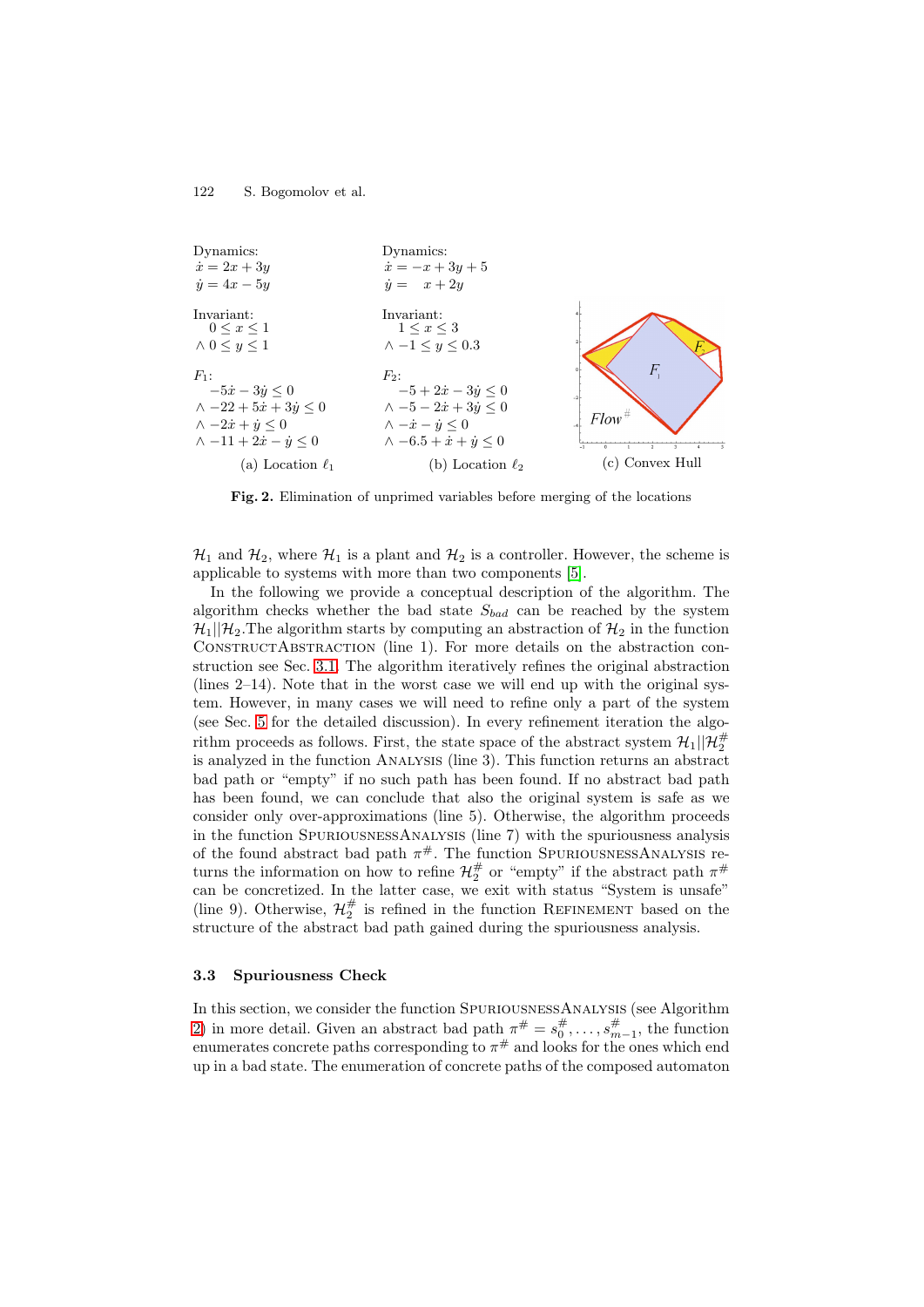Dynamics:
$\dot{x} = 2x + 3y$
$\dot{y} = 4x - 5y$

Invariant:
$0 \leq x \leq 1$
$\wedge\ 0 \leq y \leq 1$

$F_1$:
$-5\dot{x} - 3\dot{y} \leq 0$
$\wedge\ -22 + 5\dot{x} + 3\dot{y} \leq 0$
$\wedge\ -2\dot{x} + \dot{y} \leq 0$
$\wedge\ -11 + 2\dot{x} - \dot{y} \leq 0$

(a) Location $\ell_1$

Dynamics:
$\dot{x} = -x + 3y + 5$
$\dot{y} = x + 2y$

Invariant:
$1 \leq x \leq 3$
$\wedge\ -1 \leq y \leq 0.3$

$F_2$:
$-5 + 2\dot{x} - 3\dot{y} \leq 0$
$\wedge\ -5 - 2\dot{x} + 3\dot{y} \leq 0$
$\wedge\ -\dot{x} - \dot{y} \leq 0$
$\wedge\ -6.5 + \dot{x} + \dot{y} \leq 0$

(b) Location $\ell_2$

(c) Convex Hull

**Fig. 2.** Elimination of unprimed variables before merging of the locations

$\mathcal{H}_1$ and $\mathcal{H}_2$, where $\mathcal{H}_1$ is a plant and $\mathcal{H}_2$ is a controller. However, the scheme is applicable to systems with more than two components [5].

In the following we provide a conceptual description of the algorithm. The algorithm checks whether the bad state $S_{bad}$ can be reached by the system $\mathcal{H}_1||\mathcal{H}_2$.The algorithm starts by computing an abstraction of $\mathcal{H}_2$ in the function ConstructAbstraction (line 1). For more details on the abstraction construction see Sec. 3.1. The algorithm iteratively refines the original abstraction (lines 2–14). Note that in the worst case we will end up with the original system. However, in many cases we will need to refine only a part of the system (see Sec. 5 for the detailed discussion). In every refinement iteration the algorithm proceeds as follows. First, the state space of the abstract system $\mathcal{H}_1||\mathcal{H}_2^{\#}$ is analyzed in the function Analysis (line 3). This function returns an abstract bad path or "empty" if no such path has been found. If no abstract bad path has been found, we can conclude that also the original system is safe as we consider only over-approximations (line 5). Otherwise, the algorithm proceeds in the function SpuriousnessAnalysis (line 7) with the spuriousness analysis of the found abstract bad path $\pi^{\#}$. The function SpuriousnessAnalysis returns the information on how to refine $\mathcal{H}_2^{\#}$ or "empty" if the abstract path $\pi^{\#}$ can be concretized. In the latter case, we exit with status "System is unsafe" (line 9). Otherwise, $\mathcal{H}_2^{\#}$ is refined in the function Refinement based on the structure of the abstract bad path gained during the spuriousness analysis.

### 3.3 Spuriousness Check

In this section, we consider the function SpuriousnessAnalysis (see Algorithm 2) in more detail. Given an abstract bad path $\pi^{\#} = s_0^{\#}, \ldots, s_{m-1}^{\#}$, the function enumerates concrete paths corresponding to $\pi^{\#}$ and looks for the ones which end up in a bad state. The enumeration of concrete paths of the composed automaton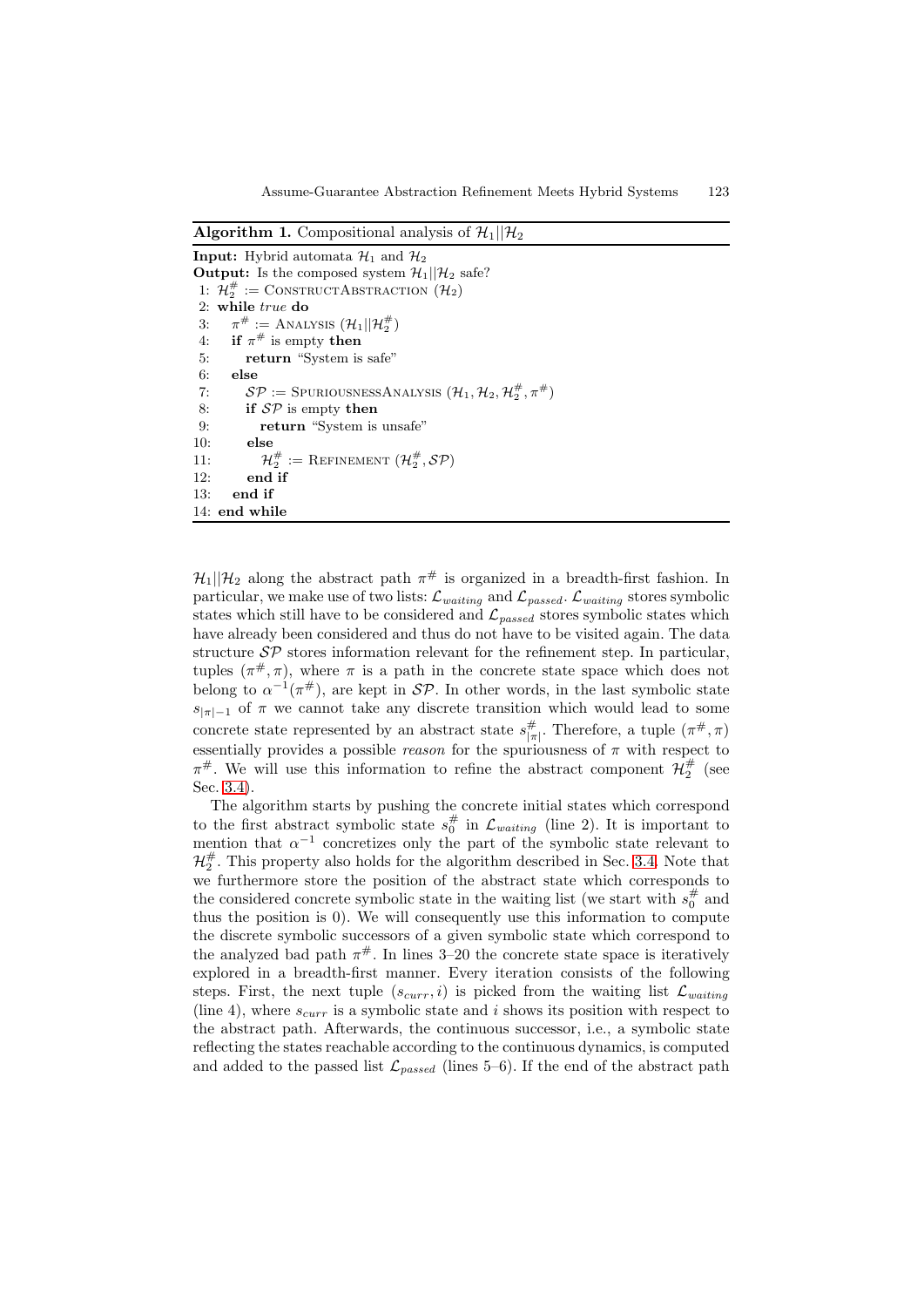**Algorithm 1.** Compositional analysis of $\mathcal{H}_1||\mathcal{H}_2$

```
Input: Hybrid automata H_1 and H_2
Output: Is the composed system H_1||H_2 safe?
 1: H_2^# := ConstructAbstraction (H_2)
 2: while true do
 3:    π^# := Analysis (H_1||H_2^#)
 4:    if π^# is empty then
 5:       return "System is safe"
 6:    else
 7:       SP := SpuriousnessAnalysis (H_1, H_2, H_2^#, π^#)
 8:       if SP is empty then
 9:          return "System is unsafe"
10:       else
11:          H_2^# := Refinement (H_2^#, SP)
12:       end if
13:    end if
14: end while
```

$\mathcal{H}_1||\mathcal{H}_2$ along the abstract path $\pi^{\#}$ is organized in a breadth-first fashion. In particular, we make use of two lists: $\mathcal{L}_{waiting}$ and $\mathcal{L}_{passed}$. $\mathcal{L}_{waiting}$ stores symbolic states which still have to be considered and $\mathcal{L}_{passed}$ stores symbolic states which have already been considered and thus do not have to be visited again. The data structure $\mathcal{SP}$ stores information relevant for the refinement step. In particular, tuples $(\pi^{\#}, \pi)$, where $\pi$ is a path in the concrete state space which does not belong to $\alpha^{-1}(\pi^{\#})$, are kept in $\mathcal{SP}$. In other words, in the last symbolic state $s_{|\pi|-1}$ of $\pi$ we cannot take any discrete transition which would lead to some concrete state represented by an abstract state $s^{\#}_{|\pi|}$. Therefore, a tuple $(\pi^{\#}, \pi)$ essentially provides a possible *reason* for the spuriousness of $\pi$ with respect to $\pi^{\#}$. We will use this information to refine the abstract component $\mathcal{H}_2^{\#}$ (see Sec. 3.4).

The algorithm starts by pushing the concrete initial states which correspond to the first abstract symbolic state $s_0^{\#}$ in $\mathcal{L}_{waiting}$ (line 2). It is important to mention that $\alpha^{-1}$ concretizes only the part of the symbolic state relevant to $\mathcal{H}_2^{\#}$. This property also holds for the algorithm described in Sec. 3.4. Note that we furthermore store the position of the abstract state which corresponds to the considered concrete symbolic state in the waiting list (we start with $s_0^{\#}$ and thus the position is 0). We will consequently use this information to compute the discrete symbolic successors of a given symbolic state which correspond to the analyzed bad path $\pi^{\#}$. In lines 3–20 the concrete state space is iteratively explored in a breadth-first manner. Every iteration consists of the following steps. First, the next tuple $(s_{curr}, i)$ is picked from the waiting list $\mathcal{L}_{waiting}$ (line 4), where $s_{curr}$ is a symbolic state and $i$ shows its position with respect to the abstract path. Afterwards, the continuous successor, i.e., a symbolic state reflecting the states reachable according to the continuous dynamics, is computed and added to the passed list $\mathcal{L}_{passed}$ (lines 5–6). If the end of the abstract path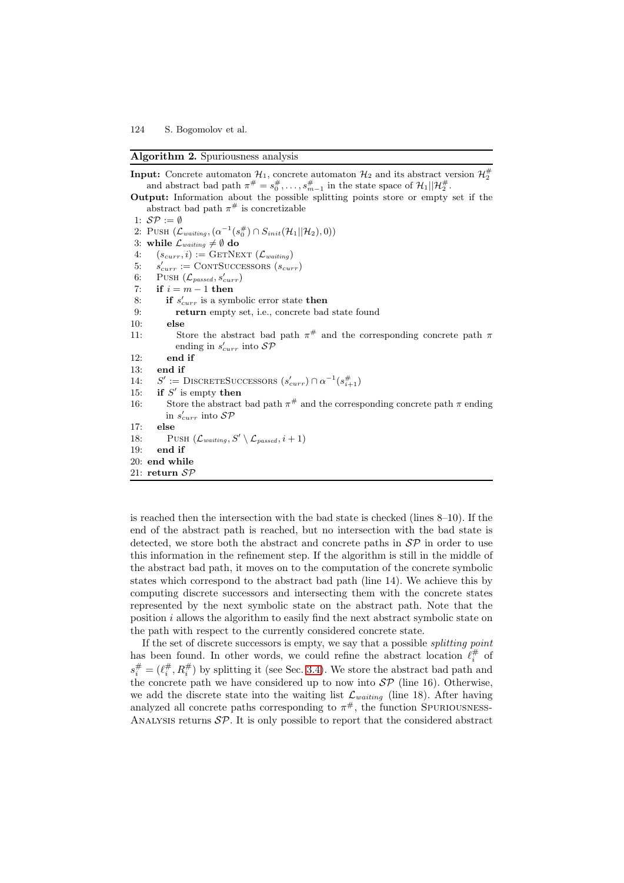**Algorithm 2.** Spuriousness analysis

**Input:** Concrete automaton $\mathcal{H}_1$, concrete automaton $\mathcal{H}_2$ and its abstract version $\mathcal{H}_2^\#$ and abstract bad path $\pi^\# = s_0^\#, \ldots, s_{m-1}^\#$ in the state space of $\mathcal{H}_1 || \mathcal{H}_2^\#$.
**Output:** Information about the possible splitting points store or empty set if the abstract bad path $\pi^\#$ is concretizable

```
1: SP := ∅
2: Push (L_waiting, (α^{-1}(s_0^#) ∩ S_init(H_1||H_2), 0))
3: while L_waiting ≠ ∅ do
4:    (s_curr, i) := GetNext (L_waiting)
5:    s'_curr := ContSuccessors (s_curr)
6:    Push (L_passed, s'_curr)
7:    if i = m − 1 then
8:       if s'_curr is a symbolic error state then
9:          return empty set, i.e., concrete bad state found
10:      else
11:         Store the abstract bad path π^# and the corresponding concrete path π
            ending in s'_curr into SP
12:      end if
13:   end if
14:   S' := DiscreteSuccessors (s'_curr) ∩ α^{-1}(s_{i+1}^#)
15:   if S' is empty then
16:      Store the abstract bad path π^# and the corresponding concrete path π ending
         in s'_curr into SP
17:   else
18:      Push (L_waiting, S' \ L_passed, i + 1)
19:   end if
20: end while
21: return SP
```

is reached then the intersection with the bad state is checked (lines 8–10). If the end of the abstract path is reached, but no intersection with the bad state is detected, we store both the abstract and concrete paths in $\mathcal{SP}$ in order to use this information in the refinement step. If the algorithm is still in the middle of the abstract bad path, it moves on to the computation of the concrete symbolic states which correspond to the abstract bad path (line 14). We achieve this by computing discrete successors and intersecting them with the concrete states represented by the next symbolic state on the abstract path. Note that the position $i$ allows the algorithm to easily find the next abstract symbolic state on the path with respect to the currently considered concrete state.

If the set of discrete successors is empty, we say that a possible *splitting point* has been found. In other words, we could refine the abstract location $\ell_i^\#$ of $s_i^\# = (\ell_i^\#, R_i^\#)$ by splitting it (see Sec. 3.4). We store the abstract bad path and the concrete path we have considered up to now into $\mathcal{SP}$ (line 16). Otherwise, we add the discrete state into the waiting list $\mathcal{L}_{waiting}$ (line 18). After having analyzed all concrete paths corresponding to $\pi^\#$, the function Spuriousness-Analysis returns $\mathcal{SP}$. It is only possible to report that the considered abstract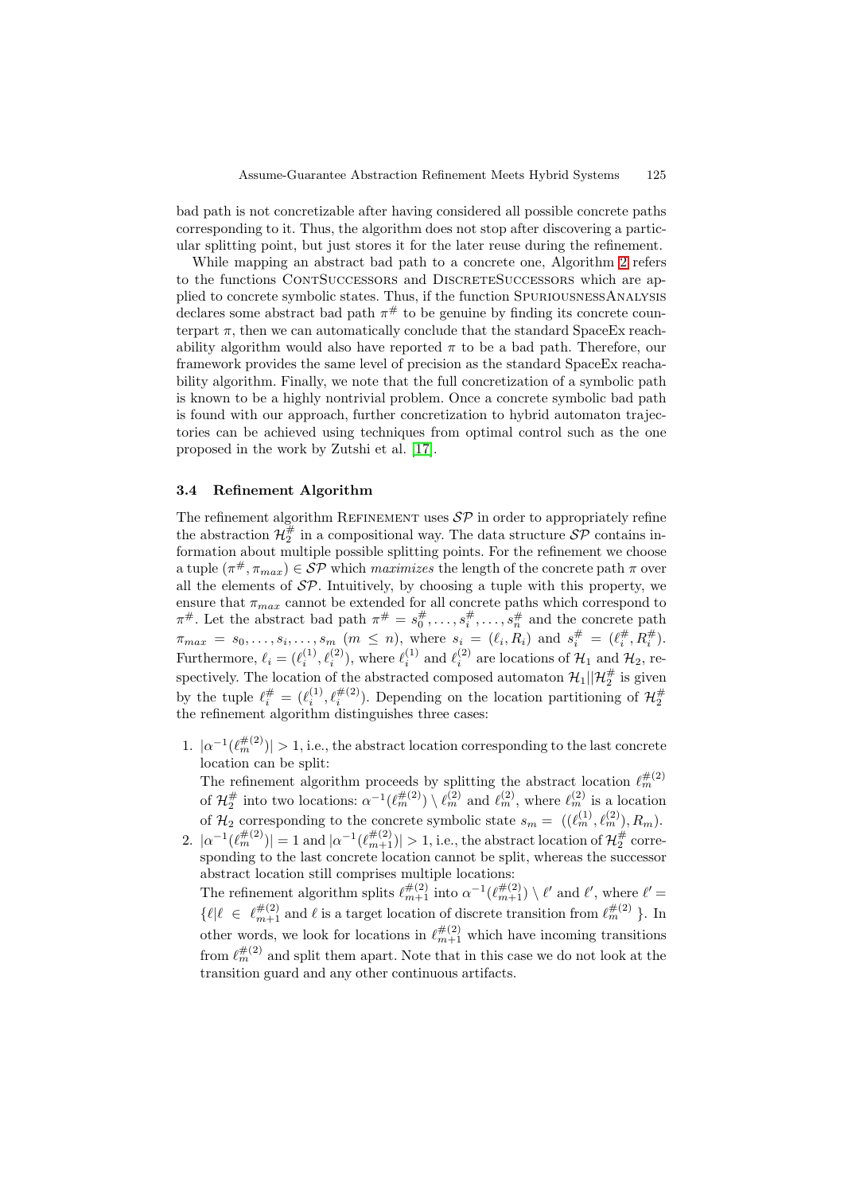bad path is not concretizable after having considered all possible concrete paths corresponding to it. Thus, the algorithm does not stop after discovering a particular splitting point, but just stores it for the later reuse during the refinement.

While mapping an abstract bad path to a concrete one, Algorithm 2 refers to the functions ContSuccessors and DiscreteSuccessors which are applied to concrete symbolic states. Thus, if the function SpuriousnessAnalysis declares some abstract bad path $\pi^\#$ to be genuine by finding its concrete counterpart $\pi$, then we can automatically conclude that the standard SpaceEx reachability algorithm would also have reported $\pi$ to be a bad path. Therefore, our framework provides the same level of precision as the standard SpaceEx reachability algorithm. Finally, we note that the full concretization of a symbolic path is known to be a highly nontrivial problem. Once a concrete symbolic bad path is found with our approach, further concretization to hybrid automaton trajectories can be achieved using techniques from optimal control such as the one proposed in the work by Zutshi et al. [17].

### 3.4 Refinement Algorithm

The refinement algorithm Refinement uses $\mathcal{SP}$ in order to appropriately refine the abstraction $\mathcal{H}_2^\#$ in a compositional way. The data structure $\mathcal{SP}$ contains information about multiple possible splitting points. For the refinement we choose a tuple $(\pi^\#, \pi_{max}) \in \mathcal{SP}$ which *maximizes* the length of the concrete path $\pi$ over all the elements of $\mathcal{SP}$. Intuitively, by choosing a tuple with this property, we ensure that $\pi_{max}$ cannot be extended for all concrete paths which correspond to $\pi^\#$. Let the abstract bad path $\pi^\# = s_0^\#, \ldots, s_i^\#, \ldots, s_n^\#$ and the concrete path $\pi_{max} = s_0, \ldots, s_i, \ldots, s_m$ ($m \leq n$), where $s_i = (\ell_i, R_i)$ and $s_i^\# = (\ell_i^\#, R_i^\#)$. Furthermore, $\ell_i = (\ell_i^{(1)}, \ell_i^{(2)})$, where $\ell_i^{(1)}$ and $\ell_i^{(2)}$ are locations of $\mathcal{H}_1$ and $\mathcal{H}_2$, respectively. The location of the abstracted composed automaton $\mathcal{H}_1 || \mathcal{H}_2^\#$ is given by the tuple $\ell_i^\# = (\ell_i^{(1)}, \ell_i^{\#(2)})$. Depending on the location partitioning of $\mathcal{H}_2^\#$ the refinement algorithm distinguishes three cases:

1. $|\alpha^{-1}(\ell_m^{\#(2)})| > 1$, i.e., the abstract location corresponding to the last concrete location can be split:
   The refinement algorithm proceeds by splitting the abstract location $\ell_m^{\#(2)}$ of $\mathcal{H}_2^\#$ into two locations: $\alpha^{-1}(\ell_m^{\#(2)}) \setminus \ell_m^{(2)}$ and $\ell_m^{(2)}$, where $\ell_m^{(2)}$ is a location of $\mathcal{H}_2$ corresponding to the concrete symbolic state $s_m = ((\ell_m^{(1)}, \ell_m^{(2)}), R_m)$.
2. $|\alpha^{-1}(\ell_m^{\#(2)})| = 1$ and $|\alpha^{-1}(\ell_{m+1}^{\#(2)})| > 1$, i.e., the abstract location of $\mathcal{H}_2^\#$ corresponding to the last concrete location cannot be split, whereas the successor abstract location still comprises multiple locations:
   The refinement algorithm splits $\ell_{m+1}^{\#(2)}$ into $\alpha^{-1}(\ell_{m+1}^{\#(2)}) \setminus \ell'$ and $\ell'$, where $\ell' = \{\ell | \ell \in \ell_{m+1}^{\#(2)}$ and $\ell$ is a target location of discrete transition from $\ell_m^{\#(2)}$ $\}$. In other words, we look for locations in $\ell_{m+1}^{\#(2)}$ which have incoming transitions from $\ell_m^{\#(2)}$ and split them apart. Note that in this case we do not look at the transition guard and any other continuous artifacts.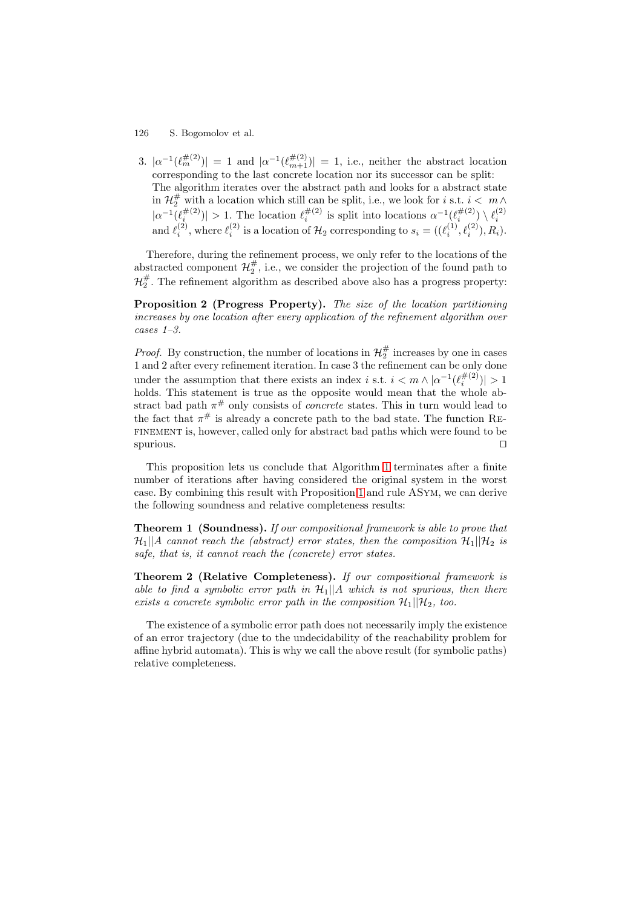3. $|\alpha^{-1}(\ell_m^{\#(2)})| = 1$ and $|\alpha^{-1}(\ell_{m+1}^{\#(2)})| = 1$, i.e., neither the abstract location corresponding to the last concrete location nor its successor can be split: The algorithm iterates over the abstract path and looks for a abstract state in $\mathcal{H}_2^\#$ with a location which still can be split, i.e., we look for $i$ s.t. $i < m \wedge |\alpha^{-1}(\ell_i^{\#(2)})| > 1$. The location $\ell_i^{\#(2)}$ is split into locations $\alpha^{-1}(\ell_i^{\#(2)}) \setminus \ell_i^{(2)}$ and $\ell_i^{(2)}$, where $\ell_i^{(2)}$ is a location of $\mathcal{H}_2$ corresponding to $s_i = ((\ell_i^{(1)}, \ell_i^{(2)}), R_i)$.

Therefore, during the refinement process, we only refer to the locations of the abstracted component $\mathcal{H}_2^\#$, i.e., we consider the projection of the found path to $\mathcal{H}_2^\#$. The refinement algorithm as described above also has a progress property:

**Proposition 2 (Progress Property).** *The size of the location partitioning increases by one location after every application of the refinement algorithm over cases 1–3.*

*Proof.* By construction, the number of locations in $\mathcal{H}_2^\#$ increases by one in cases 1 and 2 after every refinement iteration. In case 3 the refinement can be only done under the assumption that there exists an index $i$ s.t. $i < m \wedge |\alpha^{-1}(\ell_i^{\#(2)})| > 1$ holds. This statement is true as the opposite would mean that the whole abstract bad path $\pi^\#$ only consists of *concrete* states. This in turn would lead to the fact that $\pi^\#$ is already a concrete path to the bad state. The function Refinement is, however, called only for abstract bad paths which were found to be spurious. ◻

This proposition lets us conclude that Algorithm 1 terminates after a finite number of iterations after having considered the original system in the worst case. By combining this result with Proposition 1 and rule ASym, we can derive the following soundness and relative completeness results:

**Theorem 1 (Soundness).** *If our compositional framework is able to prove that $\mathcal{H}_1||A$ cannot reach the (abstract) error states, then the composition $\mathcal{H}_1||\mathcal{H}_2$ is safe, that is, it cannot reach the (concrete) error states.*

**Theorem 2 (Relative Completeness).** *If our compositional framework is able to find a symbolic error path in $\mathcal{H}_1||A$ which is not spurious, then there exists a concrete symbolic error path in the composition $\mathcal{H}_1||\mathcal{H}_2$, too.*

The existence of a symbolic error path does not necessarily imply the existence of an error trajectory (due to the undecidability of the reachability problem for affine hybrid automata). This is why we call the above result (for symbolic paths) relative completeness.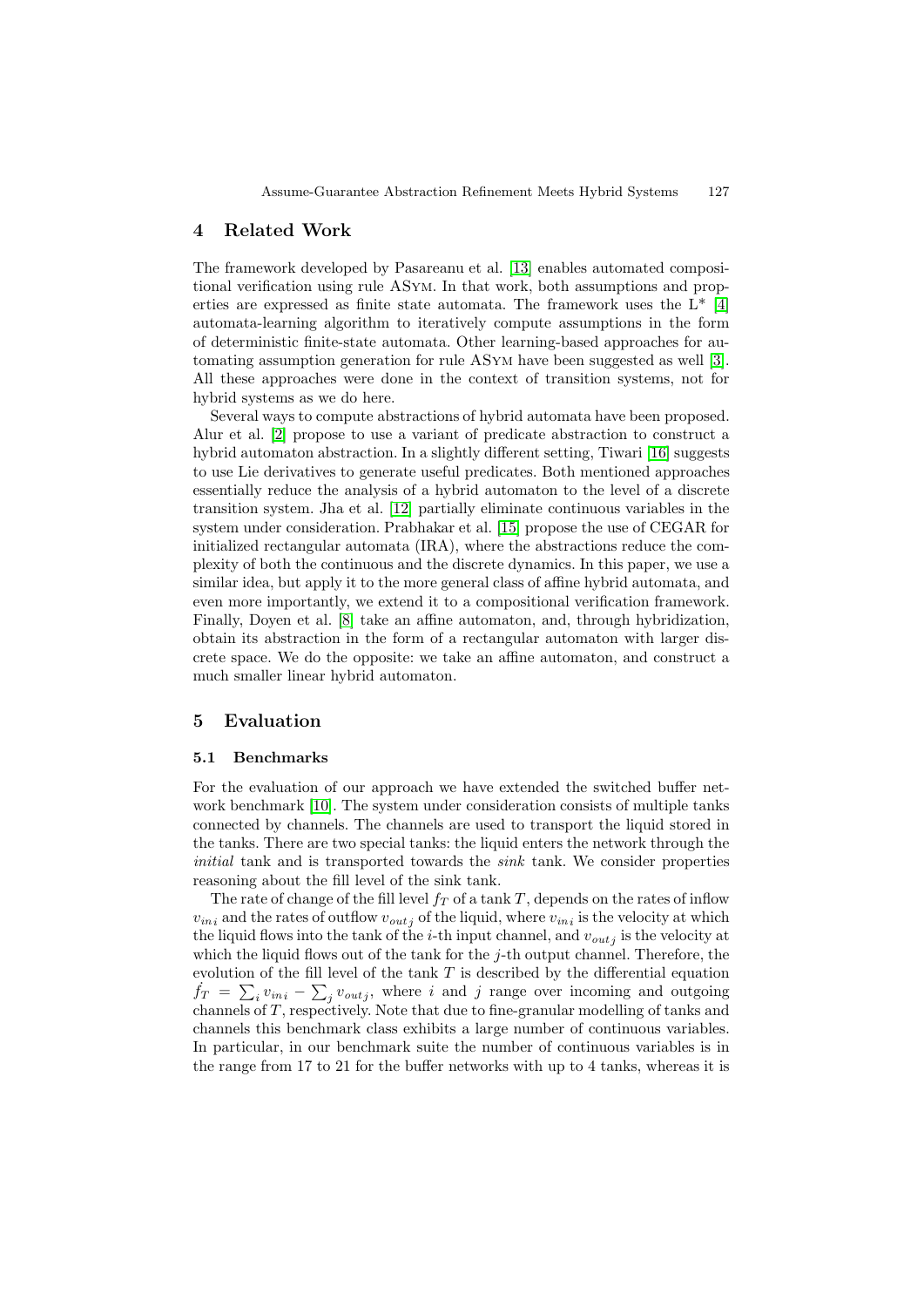## 4 Related Work

The framework developed by Pasareanu et al. [13] enables automated compositional verification using rule ASym. In that work, both assumptions and properties are expressed as finite state automata. The framework uses the L* [4] automata-learning algorithm to iteratively compute assumptions in the form of deterministic finite-state automata. Other learning-based approaches for automating assumption generation for rule ASym have been suggested as well [3]. All these approaches were done in the context of transition systems, not for hybrid systems as we do here.

Several ways to compute abstractions of hybrid automata have been proposed. Alur et al. [2] propose to use a variant of predicate abstraction to construct a hybrid automaton abstraction. In a slightly different setting, Tiwari [16] suggests to use Lie derivatives to generate useful predicates. Both mentioned approaches essentially reduce the analysis of a hybrid automaton to the level of a discrete transition system. Jha et al. [12] partially eliminate continuous variables in the system under consideration. Prabhakar et al. [15] propose the use of CEGAR for initialized rectangular automata (IRA), where the abstractions reduce the complexity of both the continuous and the discrete dynamics. In this paper, we use a similar idea, but apply it to the more general class of affine hybrid automata, and even more importantly, we extend it to a compositional verification framework. Finally, Doyen et al. [8] take an affine automaton, and, through hybridization, obtain its abstraction in the form of a rectangular automaton with larger discrete space. We do the opposite: we take an affine automaton, and construct a much smaller linear hybrid automaton.

## 5 Evaluation

### 5.1 Benchmarks

For the evaluation of our approach we have extended the switched buffer network benchmark [10]. The system under consideration consists of multiple tanks connected by channels. The channels are used to transport the liquid stored in the tanks. There are two special tanks: the liquid enters the network through the *initial* tank and is transported towards the *sink* tank. We consider properties reasoning about the fill level of the sink tank.

The rate of change of the fill level $f_T$ of a tank $T$, depends on the rates of inflow $v_{in\,i}$ and the rates of outflow $v_{out\,j}$ of the liquid, where $v_{in\,i}$ is the velocity at which the liquid flows into the tank of the $i$-th input channel, and $v_{out\,j}$ is the velocity at which the liquid flows out of the tank for the $j$-th output channel. Therefore, the evolution of the fill level of the tank $T$ is described by the differential equation $\dot{f_T} = \sum_i v_{in\,i} - \sum_j v_{out\,j}$, where $i$ and $j$ range over incoming and outgoing channels of $T$, respectively. Note that due to fine-granular modelling of tanks and channels this benchmark class exhibits a large number of continuous variables. In particular, in our benchmark suite the number of continuous variables is in the range from 17 to 21 for the buffer networks with up to 4 tanks, whereas it is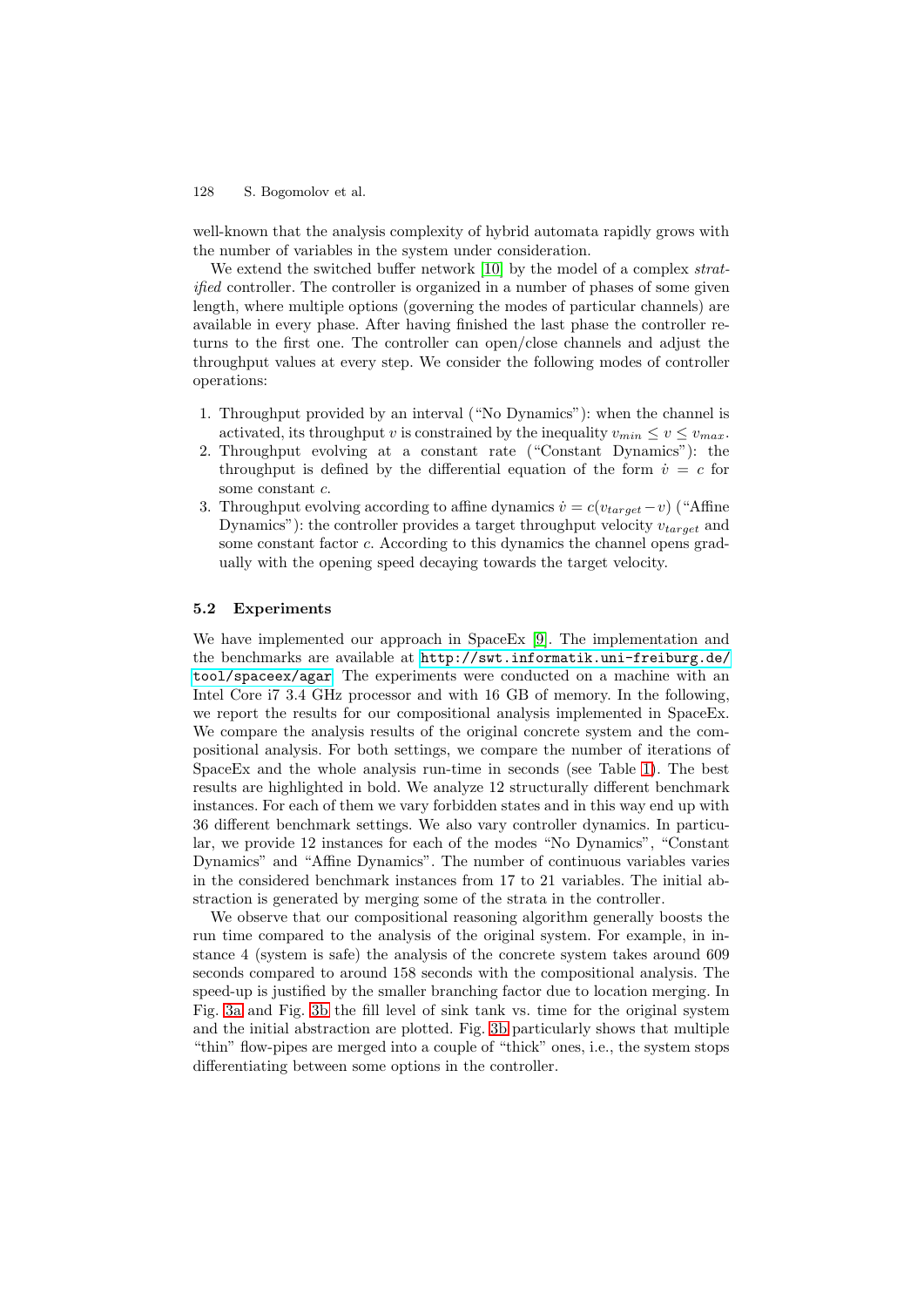well-known that the analysis complexity of hybrid automata rapidly grows with the number of variables in the system under consideration.

We extend the switched buffer network [10] by the model of a complex *stratified* controller. The controller is organized in a number of phases of some given length, where multiple options (governing the modes of particular channels) are available in every phase. After having finished the last phase the controller returns to the first one. The controller can open/close channels and adjust the throughput values at every step. We consider the following modes of controller operations:

1. Throughput provided by an interval ("No Dynamics"): when the channel is activated, its throughput $v$ is constrained by the inequality $v_{min} \leq v \leq v_{max}$.
2. Throughput evolving at a constant rate ("Constant Dynamics"): the throughput is defined by the differential equation of the form $\dot{v} = c$ for some constant $c$.
3. Throughput evolving according to affine dynamics $\dot{v} = c(v_{target} - v)$ ("Affine Dynamics"): the controller provides a target throughput velocity $v_{target}$ and some constant factor $c$. According to this dynamics the channel opens gradually with the opening speed decaying towards the target velocity.

### 5.2 Experiments

We have implemented our approach in SpaceEx [9]. The implementation and the benchmarks are available at http://swt.informatik.uni-freiburg.de/tool/spaceex/agar. The experiments were conducted on a machine with an Intel Core i7 3.4 GHz processor and with 16 GB of memory. In the following, we report the results for our compositional analysis implemented in SpaceEx. We compare the analysis results of the original concrete system and the compositional analysis. For both settings, we compare the number of iterations of SpaceEx and the whole analysis run-time in seconds (see Table 1). The best results are highlighted in bold. We analyze 12 structurally different benchmark instances. For each of them we vary forbidden states and in this way end up with 36 different benchmark settings. We also vary controller dynamics. In particular, we provide 12 instances for each of the modes "No Dynamics", "Constant Dynamics" and "Affine Dynamics". The number of continuous variables varies in the considered benchmark instances from 17 to 21 variables. The initial abstraction is generated by merging some of the strata in the controller.

We observe that our compositional reasoning algorithm generally boosts the run time compared to the analysis of the original system. For example, in instance 4 (system is safe) the analysis of the concrete system takes around 609 seconds compared to around 158 seconds with the compositional analysis. The speed-up is justified by the smaller branching factor due to location merging. In Fig. 3a and Fig. 3b the fill level of sink tank vs. time for the original system and the initial abstraction are plotted. Fig. 3b particularly shows that multiple "thin" flow-pipes are merged into a couple of "thick" ones, i.e., the system stops differentiating between some options in the controller.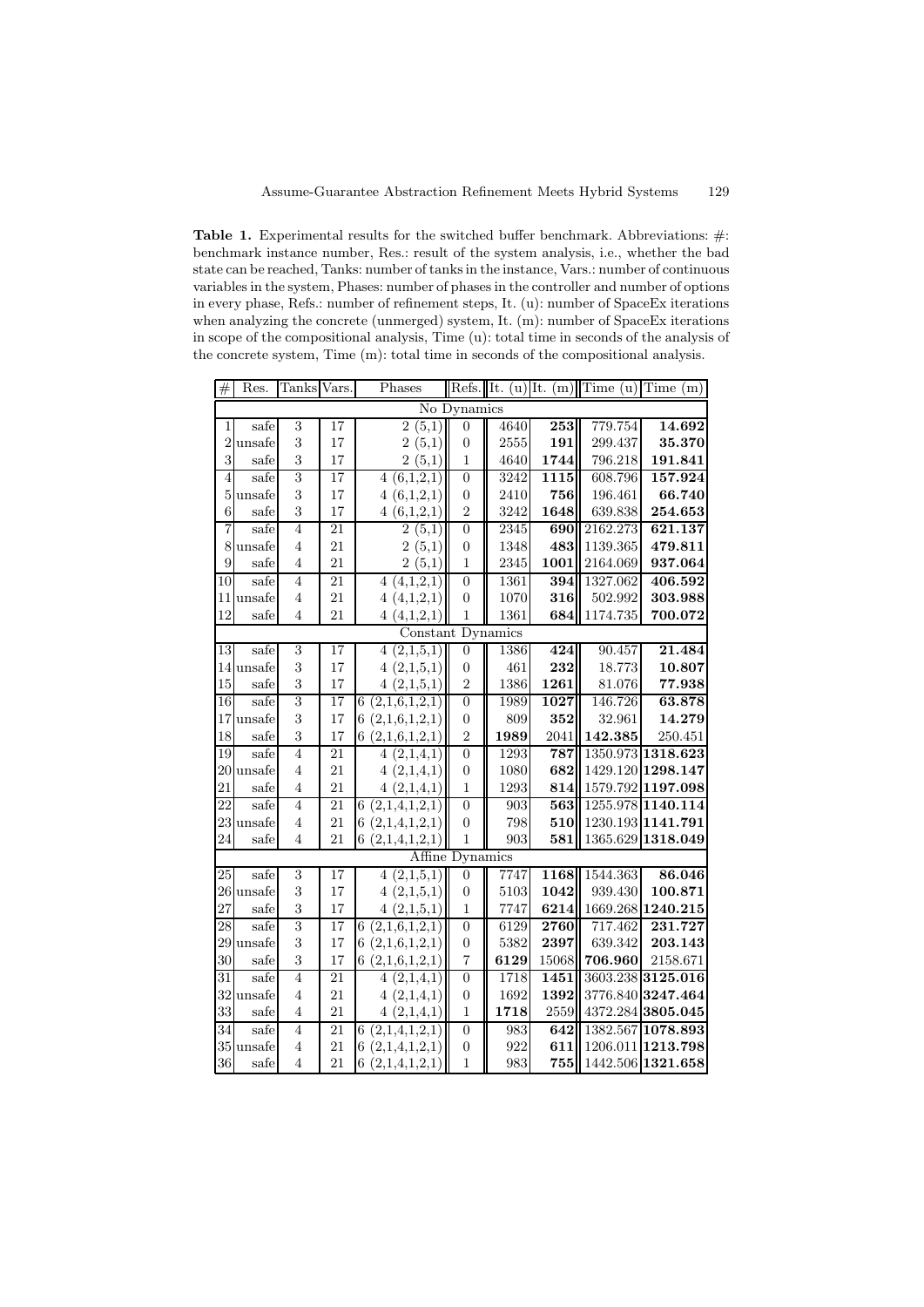**Table 1.** Experimental results for the switched buffer benchmark. Abbreviations: #: benchmark instance number, Res.: result of the system analysis, i.e., whether the bad state can be reached, Tanks: number of tanks in the instance, Vars.: number of continuous variables in the system, Phases: number of phases in the controller and number of options in every phase, Refs.: number of refinement steps, It. (u): number of SpaceEx iterations when analyzing the concrete (unmerged) system, It. (m): number of SpaceEx iterations in scope of the compositional analysis, Time (u): total time in seconds of the analysis of the concrete system, Time (m): total time in seconds of the compositional analysis.

| # | Res. | Tanks | Vars. | Phases | Refs. | It. (u) | It. (m) | Time (u) | Time (m) |
|---|---|---|---|---|---|---|---|---|---|
| No Dynamics | | | | | | | | | |
| 1 | safe | 3 | 17 | 2 (5,1) | 0 | 4640 | **253** | 779.754 | **14.692** |
| 2 | unsafe | 3 | 17 | 2 (5,1) | 0 | 2555 | **191** | 299.437 | **35.370** |
| 3 | safe | 3 | 17 | 2 (5,1) | 1 | 4640 | **1744** | 796.218 | **191.841** |
| 4 | safe | 3 | 17 | 4 (6,1,2,1) | 0 | 3242 | **1115** | 608.796 | **157.924** |
| 5 | unsafe | 3 | 17 | 4 (6,1,2,1) | 0 | 2410 | **756** | 196.461 | **66.740** |
| 6 | safe | 3 | 17 | 4 (6,1,2,1) | 2 | 3242 | **1648** | 639.838 | **254.653** |
| 7 | safe | 4 | 21 | 2 (5,1) | 0 | 2345 | **690** | 2162.273 | **621.137** |
| 8 | unsafe | 4 | 21 | 2 (5,1) | 0 | 1348 | **483** | 1139.365 | **479.811** |
| 9 | safe | 4 | 21 | 2 (5,1) | 1 | 2345 | **1001** | 2164.069 | **937.064** |
| 10 | safe | 4 | 21 | 4 (4,1,2,1) | 0 | 1361 | **394** | 1327.062 | **406.592** |
| 11 | unsafe | 4 | 21 | 4 (4,1,2,1) | 0 | 1070 | **316** | 502.992 | **303.988** |
| 12 | safe | 4 | 21 | 4 (4,1,2,1) | 1 | 1361 | **684** | 1174.735 | **700.072** |
| Constant Dynamics | | | | | | | | | |
| 13 | safe | 3 | 17 | 4 (2,1,5,1) | 0 | 1386 | **424** | 90.457 | **21.484** |
| 14 | unsafe | 3 | 17 | 4 (2,1,5,1) | 0 | 461 | **232** | 18.773 | **10.807** |
| 15 | safe | 3 | 17 | 4 (2,1,5,1) | 2 | 1386 | **1261** | 81.076 | **77.938** |
| 16 | safe | 3 | 17 | 6 (2,1,6,1,2,1) | 0 | 1989 | **1027** | 146.726 | **63.878** |
| 17 | unsafe | 3 | 17 | 6 (2,1,6,1,2,1) | 0 | 809 | **352** | 32.961 | **14.279** |
| 18 | safe | 3 | 17 | 6 (2,1,6,1,2,1) | 2 | **1989** | 2041 | **142.385** | 250.451 |
| 19 | safe | 4 | 21 | 4 (2,1,4,1) | 0 | 1293 | **787** | 1350.973 | **1318.623** |
| 20 | unsafe | 4 | 21 | 4 (2,1,4,1) | 0 | 1080 | **682** | 1429.120 | **1298.147** |
| 21 | safe | 4 | 21 | 4 (2,1,4,1) | 1 | 1293 | **814** | 1579.792 | **1197.098** |
| 22 | safe | 4 | 21 | 6 (2,1,4,1,2,1) | 0 | 903 | **563** | 1255.978 | **1140.114** |
| 23 | unsafe | 4 | 21 | 6 (2,1,4,1,2,1) | 0 | 798 | **510** | 1230.193 | **1141.791** |
| 24 | safe | 4 | 21 | 6 (2,1,4,1,2,1) | 1 | 903 | **581** | 1365.629 | **1318.049** |
| Affine Dynamics | | | | | | | | | |
| 25 | safe | 3 | 17 | 4 (2,1,5,1) | 0 | 7747 | **1168** | 1544.363 | **86.046** |
| 26 | unsafe | 3 | 17 | 4 (2,1,5,1) | 0 | 5103 | **1042** | 939.430 | **100.871** |
| 27 | safe | 3 | 17 | 4 (2,1,5,1) | 1 | 7747 | **6214** | 1669.268 | **1240.215** |
| 28 | safe | 3 | 17 | 6 (2,1,6,1,2,1) | 0 | 6129 | **2760** | 717.462 | **231.727** |
| 29 | unsafe | 3 | 17 | 6 (2,1,6,1,2,1) | 0 | 5382 | **2397** | 639.342 | **203.143** |
| 30 | safe | 3 | 17 | 6 (2,1,6,1,2,1) | 7 | **6129** | 15068 | **706.960** | 2158.671 |
| 31 | safe | 4 | 21 | 4 (2,1,4,1) | 0 | 1718 | **1451** | 3603.238 | **3125.016** |
| 32 | unsafe | 4 | 21 | 4 (2,1,4,1) | 0 | 1692 | **1392** | 3776.840 | **3247.464** |
| 33 | safe | 4 | 21 | 4 (2,1,4,1) | 1 | **1718** | 2559 | 4372.284 | **3805.045** |
| 34 | safe | 4 | 21 | 6 (2,1,4,1,2,1) | 0 | 983 | **642** | 1382.567 | **1078.893** |
| 35 | unsafe | 4 | 21 | 6 (2,1,4,1,2,1) | 0 | 922 | **611** | 1206.011 | **1213.798** |
| 36 | safe | 4 | 21 | 6 (2,1,4,1,2,1) | 1 | 983 | **755** | 1442.506 | **1321.658** |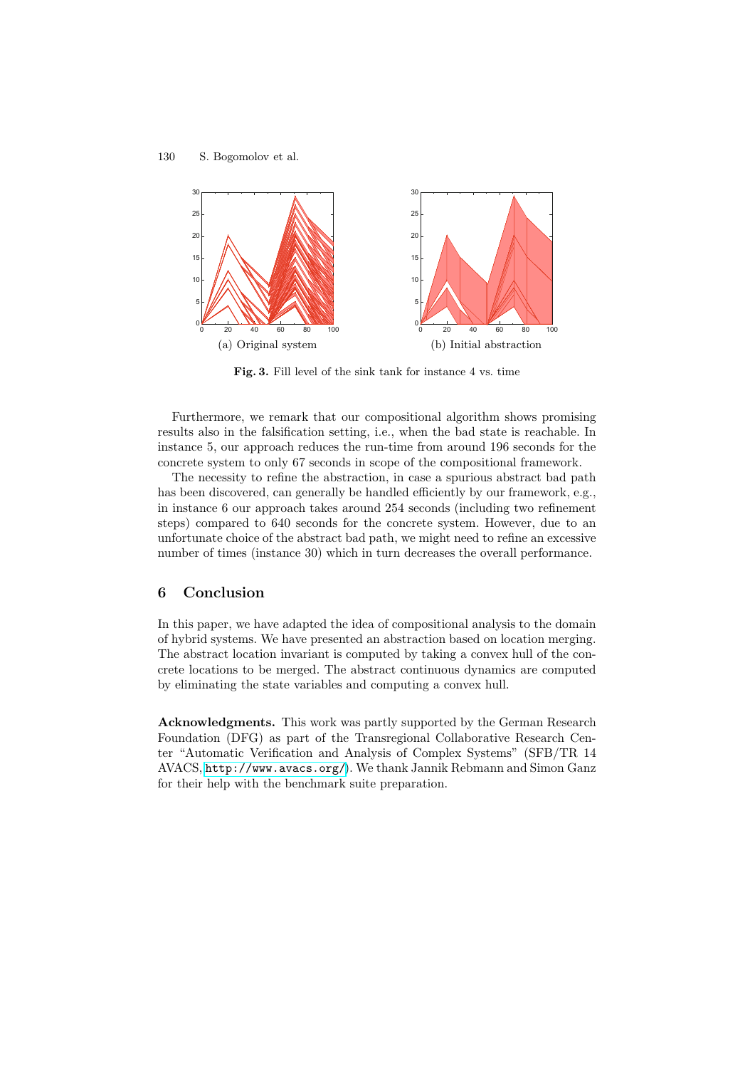(a) Original system

(b) Initial abstraction

**Fig. 3.** Fill level of the sink tank for instance 4 vs. time

Furthermore, we remark that our compositional algorithm shows promising results also in the falsification setting, i.e., when the bad state is reachable. In instance 5, our approach reduces the run-time from around 196 seconds for the concrete system to only 67 seconds in scope of the compositional framework.

The necessity to refine the abstraction, in case a spurious abstract bad path has been discovered, can generally be handled efficiently by our framework, e.g., in instance 6 our approach takes around 254 seconds (including two refinement steps) compared to 640 seconds for the concrete system. However, due to an unfortunate choice of the abstract bad path, we might need to refine an excessive number of times (instance 30) which in turn decreases the overall performance.

## 6 Conclusion

In this paper, we have adapted the idea of compositional analysis to the domain of hybrid systems. We have presented an abstraction based on location merging. The abstract location invariant is computed by taking a convex hull of the concrete locations to be merged. The abstract continuous dynamics are computed by eliminating the state variables and computing a convex hull.

**Acknowledgments.** This work was partly supported by the German Research Foundation (DFG) as part of the Transregional Collaborative Research Center "Automatic Verification and Analysis of Complex Systems" (SFB/TR 14 AVACS, http://www.avacs.org/). We thank Jannik Rebmann and Simon Ganz for their help with the benchmark suite preparation.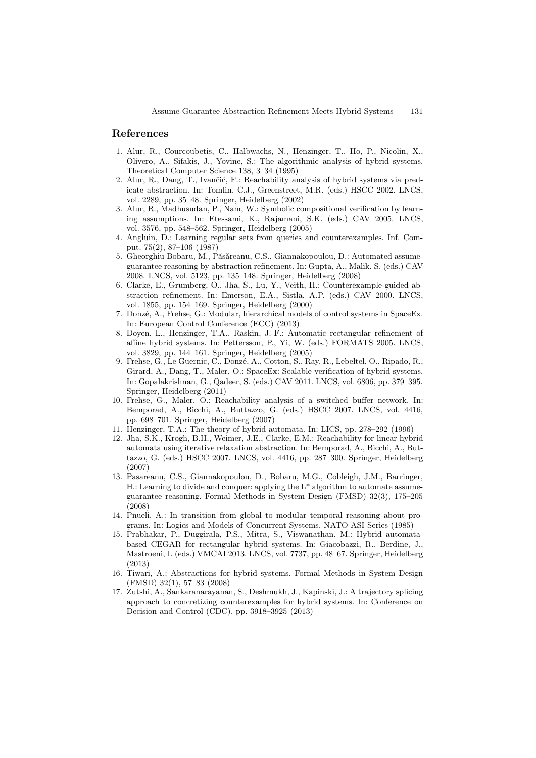## References

1. Alur, R., Courcoubetis, C., Halbwachs, N., Henzinger, T., Ho, P., Nicolin, X., Olivero, A., Sifakis, J., Yovine, S.: The algorithmic analysis of hybrid systems. Theoretical Computer Science 138, 3–34 (1995)
2. Alur, R., Dang, T., Ivančić, F.: Reachability analysis of hybrid systems via predicate abstraction. In: Tomlin, C.J., Greenstreet, M.R. (eds.) HSCC 2002. LNCS, vol. 2289, pp. 35–48. Springer, Heidelberg (2002)
3. Alur, R., Madhusudan, P., Nam, W.: Symbolic compositional verification by learning assumptions. In: Etessami, K., Rajamani, S.K. (eds.) CAV 2005. LNCS, vol. 3576, pp. 548–562. Springer, Heidelberg (2005)
4. Angluin, D.: Learning regular sets from queries and counterexamples. Inf. Comput. 75(2), 87–106 (1987)
5. Gheorghiu Bobaru, M., Păsăreanu, C.S., Giannakopoulou, D.: Automated assume-guarantee reasoning by abstraction refinement. In: Gupta, A., Malik, S. (eds.) CAV 2008. LNCS, vol. 5123, pp. 135–148. Springer, Heidelberg (2008)
6. Clarke, E., Grumberg, O., Jha, S., Lu, Y., Veith, H.: Counterexample-guided abstraction refinement. In: Emerson, E.A., Sistla, A.P. (eds.) CAV 2000. LNCS, vol. 1855, pp. 154–169. Springer, Heidelberg (2000)
7. Donzé, A., Frehse, G.: Modular, hierarchical models of control systems in SpaceEx. In: European Control Conference (ECC) (2013)
8. Doyen, L., Henzinger, T.A., Raskin, J.-F.: Automatic rectangular refinement of affine hybrid systems. In: Pettersson, P., Yi, W. (eds.) FORMATS 2005. LNCS, vol. 3829, pp. 144–161. Springer, Heidelberg (2005)
9. Frehse, G., Le Guernic, C., Donzé, A., Cotton, S., Ray, R., Lebeltel, O., Ripado, R., Girard, A., Dang, T., Maler, O.: SpaceEx: Scalable verification of hybrid systems. In: Gopalakrishnan, G., Qadeer, S. (eds.) CAV 2011. LNCS, vol. 6806, pp. 379–395. Springer, Heidelberg (2011)
10. Frehse, G., Maler, O.: Reachability analysis of a switched buffer network. In: Bemporad, A., Bicchi, A., Buttazzo, G. (eds.) HSCC 2007. LNCS, vol. 4416, pp. 698–701. Springer, Heidelberg (2007)
11. Henzinger, T.A.: The theory of hybrid automata. In: LICS, pp. 278–292 (1996)
12. Jha, S.K., Krogh, B.H., Weimer, J.E., Clarke, E.M.: Reachability for linear hybrid automata using iterative relaxation abstraction. In: Bemporad, A., Bicchi, A., Buttazzo, G. (eds.) HSCC 2007. LNCS, vol. 4416, pp. 287–300. Springer, Heidelberg (2007)
13. Pasareanu, C.S., Giannakopoulou, D., Bobaru, M.G., Cobleigh, J.M., Barringer, H.: Learning to divide and conquer: applying the L* algorithm to automate assume-guarantee reasoning. Formal Methods in System Design (FMSD) 32(3), 175–205 (2008)
14. Pnueli, A.: In transition from global to modular temporal reasoning about programs. In: Logics and Models of Concurrent Systems. NATO ASI Series (1985)
15. Prabhakar, P., Duggirala, P.S., Mitra, S., Viswanathan, M.: Hybrid automata-based CEGAR for rectangular hybrid systems. In: Giacobazzi, R., Berdine, J., Mastroeni, I. (eds.) VMCAI 2013. LNCS, vol. 7737, pp. 48–67. Springer, Heidelberg (2013)
16. Tiwari, A.: Abstractions for hybrid systems. Formal Methods in System Design (FMSD) 32(1), 57–83 (2008)
17. Zutshi, A., Sankaranarayanan, S., Deshmukh, J., Kapinski, J.: A trajectory splicing approach to concretizing counterexamples for hybrid systems. In: Conference on Decision and Control (CDC), pp. 3918–3925 (2013)